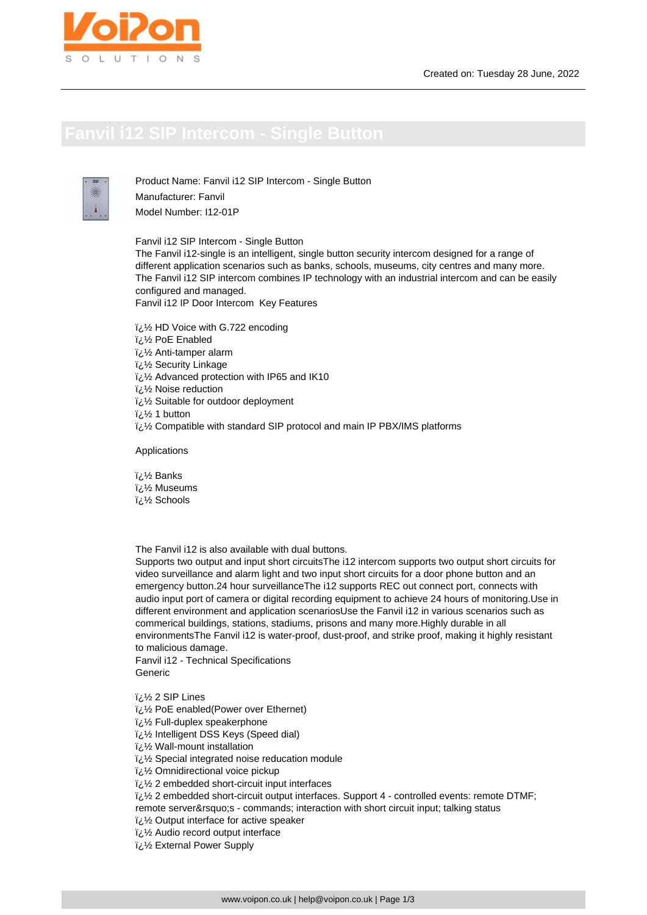Created on: Tuesday 28 June, 2022

# Fanvil i12 SIP Intercom - Single Button

Product Name: Fanvil i12 SIP Intercom - Single Button
Manufacturer: Fanvil
Model Number: I12-01P

Fanvil i12 SIP Intercom - Single Button
The Fanvil i12-single is an intelligent, single button security intercom designed for a range of different application scenarios such as banks, schools, museums, city centres and many more. The Fanvil i12 SIP intercom combines IP technology with an industrial intercom and can be easily configured and managed.
Fanvil i12 IP Door Intercom  Key Features

ï¿½ HD Voice with G.722 encoding
ï¿½ PoE Enabled
ï¿½ Anti-tamper alarm
ï¿½ Security Linkage
ï¿½ Advanced protection with IP65 and IK10
ï¿½ Noise reduction
ï¿½ Suitable for outdoor deployment
ï¿½ 1 button
ï¿½ Compatible with standard SIP protocol and main IP PBX/IMS platforms

Applications

ï¿½ Banks
ï¿½ Museums
ï¿½ Schools

The Fanvil i12 is also available with dual buttons.
Supports two output and input short circuitsThe i12 intercom supports two output short circuits for video surveillance and alarm light and two input short circuits for a door phone button and an emergency button.24 hour surveillanceThe i12 supports REC out connect port, connects with audio input port of camera or digital recording equipment to achieve 24 hours of monitoring.Use in different environment and application scenariosUse the Fanvil i12 in various scenarios such as commerical buildings, stations, stadiums, prisons and many more.Highly durable in all environmentsThe Fanvil i12 is water-proof, dust-proof, and strike proof, making it highly resistant to malicious damage.
Fanvil i12 - Technical Specifications
Generic

ï¿½ 2 SIP Lines
ï¿½ PoE enabled(Power over Ethernet)
ï¿½ Full-duplex speakerphone
ï¿½ Intelligent DSS Keys (Speed dial)
ï¿½ Wall-mount installation
ï¿½ Special integrated noise reducation module
ï¿½ Omnidirectional voice pickup
ï¿½ 2 embedded short-circuit input interfaces
ï¿½ 2 embedded short-circuit output interfaces. Support 4 - controlled events: remote DTMF; remote server&rsquo;s - commands; interaction with short circuit input; talking status
ï¿½ Output interface for active speaker
ï¿½ Audio record output interface
ï¿½ External Power Supply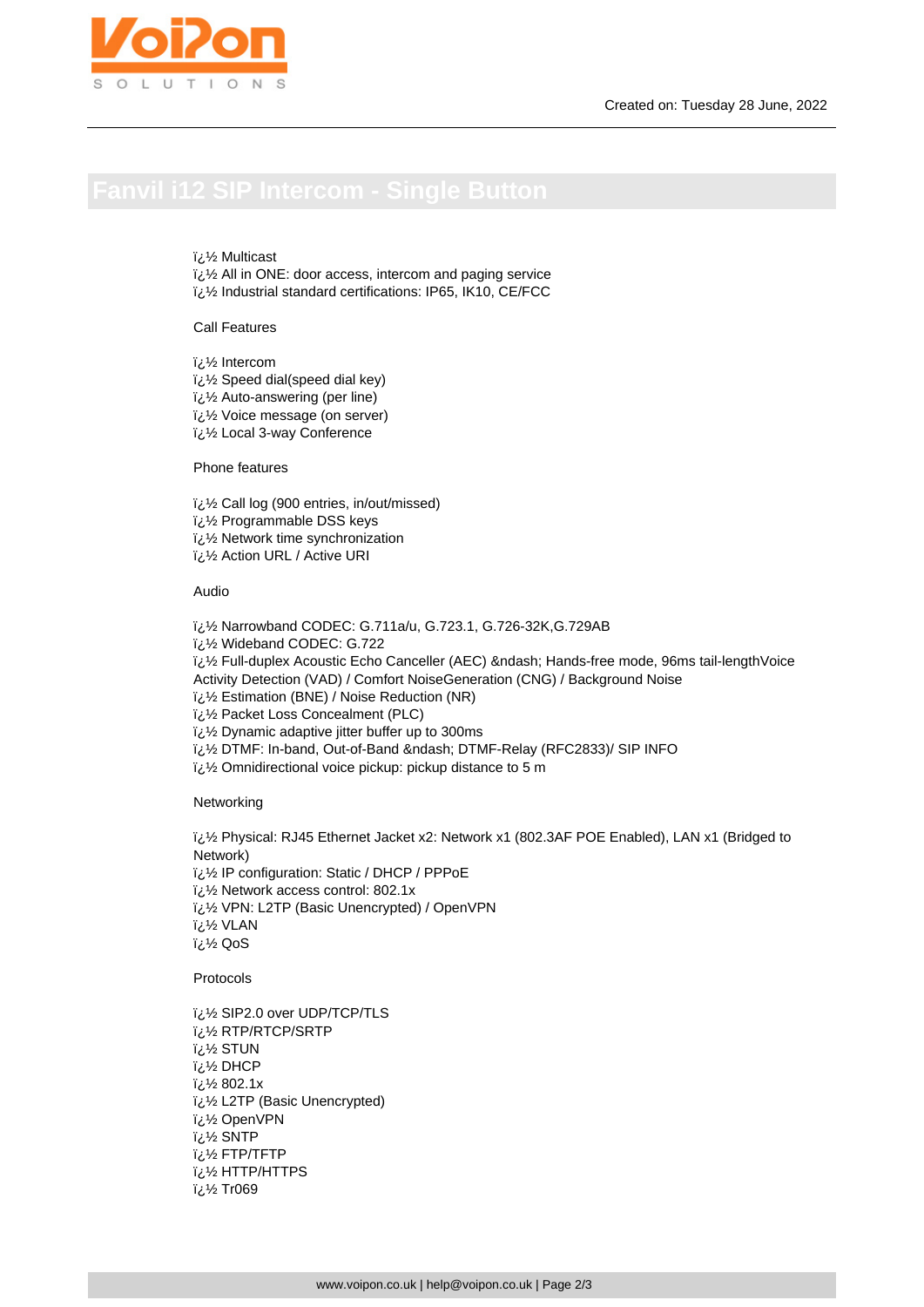# Fanvil i12 SIP Intercom - Single Button

ï¿½ Multicast
ï¿½ All in ONE: door access, intercom and paging service
ï¿½ Industrial standard certifications: IP65, IK10, CE/FCC

Call Features

ï¿½ Intercom
ï¿½ Speed dial(speed dial key)
ï¿½ Auto-answering (per line)
ï¿½ Voice message (on server)
ï¿½ Local 3-way Conference

Phone features

ï¿½ Call log (900 entries, in/out/missed)
ï¿½ Programmable DSS keys
ï¿½ Network time synchronization
ï¿½ Action URL / Active URI

Audio

ï¿½ Narrowband CODEC: G.711a/u, G.723.1, G.726-32K,G.729AB
ï¿½ Wideband CODEC: G.722
ï¿½ Full-duplex Acoustic Echo Canceller (AEC) &ndash; Hands-free mode, 96ms tail-lengthVoice Activity Detection (VAD) / Comfort NoiseGeneration (CNG) / Background Noise
ï¿½ Estimation (BNE) / Noise Reduction (NR)
ï¿½ Packet Loss Concealment (PLC)
ï¿½ Dynamic adaptive jitter buffer up to 300ms
ï¿½ DTMF: In-band, Out-of-Band &ndash; DTMF-Relay (RFC2833)/ SIP INFO
ï¿½ Omnidirectional voice pickup: pickup distance to 5 m

Networking

ï¿½ Physical: RJ45 Ethernet Jacket x2: Network x1 (802.3AF POE Enabled), LAN x1 (Bridged to Network)
ï¿½ IP configuration: Static / DHCP / PPPoE
ï¿½ Network access control: 802.1x
ï¿½ VPN: L2TP (Basic Unencrypted) / OpenVPN
ï¿½ VLAN
ï¿½ QoS

Protocols

ï¿½ SIP2.0 over UDP/TCP/TLS
ï¿½ RTP/RTCP/SRTP
ï¿½ STUN
ï¿½ DHCP
ï¿½ 802.1x
ï¿½ L2TP (Basic Unencrypted)
ï¿½ OpenVPN
ï¿½ SNTP
ï¿½ FTP/TFTP
ï¿½ HTTP/HTTPS
ï¿½ Tr069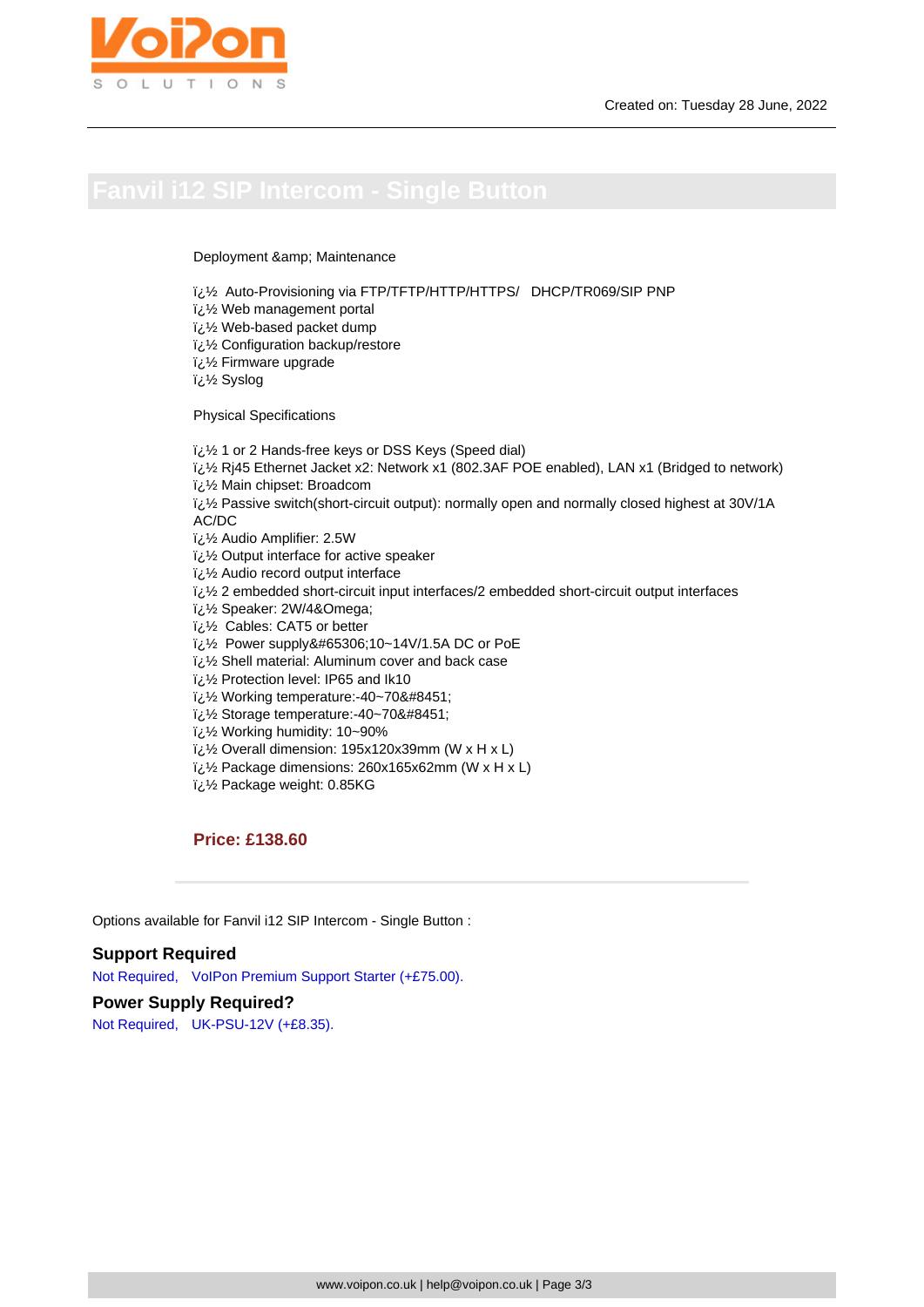Created on: Tuesday 28 June, 2022

# Fanvil i12 SIP Intercom - Single Button

Deployment &amp; Maintenance

ï¿½  Auto-Provisioning via FTP/TFTP/HTTP/HTTPS/   DHCP/TR069/SIP PNP
ï¿½ Web management portal
ï¿½ Web-based packet dump
ï¿½ Configuration backup/restore
ï¿½ Firmware upgrade
ï¿½ Syslog

Physical Specifications

ï¿½ 1 or 2 Hands-free keys or DSS Keys (Speed dial)
ï¿½ Rj45 Ethernet Jacket x2: Network x1 (802.3AF POE enabled), LAN x1 (Bridged to network)
ï¿½ Main chipset: Broadcom
ï¿½ Passive switch(short-circuit output): normally open and normally closed highest at 30V/1A AC/DC
ï¿½ Audio Amplifier: 2.5W
ï¿½ Output interface for active speaker
ï¿½ Audio record output interface
ï¿½ 2 embedded short-circuit input interfaces/2 embedded short-circuit output interfaces
ï¿½ Speaker: 2W/4&Omega;
ï¿½  Cables: CAT5 or better
ï¿½  Power supply&#65306;10~14V/1.5A DC or PoE
ï¿½ Shell material: Aluminum cover and back case
ï¿½ Protection level: IP65 and Ik10
ï¿½ Working temperature:-40~70&#8451;
ï¿½ Storage temperature:-40~70&#8451;
ï¿½ Working humidity: 10~90%
ï¿½ Overall dimension: 195x120x39mm (W x H x L)
ï¿½ Package dimensions: 260x165x62mm (W x H x L)
ï¿½ Package weight: 0.85KG

**Price: £138.60**

---

Options available for Fanvil i12 SIP Intercom - Single Button :

### Support Required

Not Required,   VoIPon Premium Support Starter (+£75.00).

### Power Supply Required?

Not Required,   UK-PSU-12V (+£8.35).